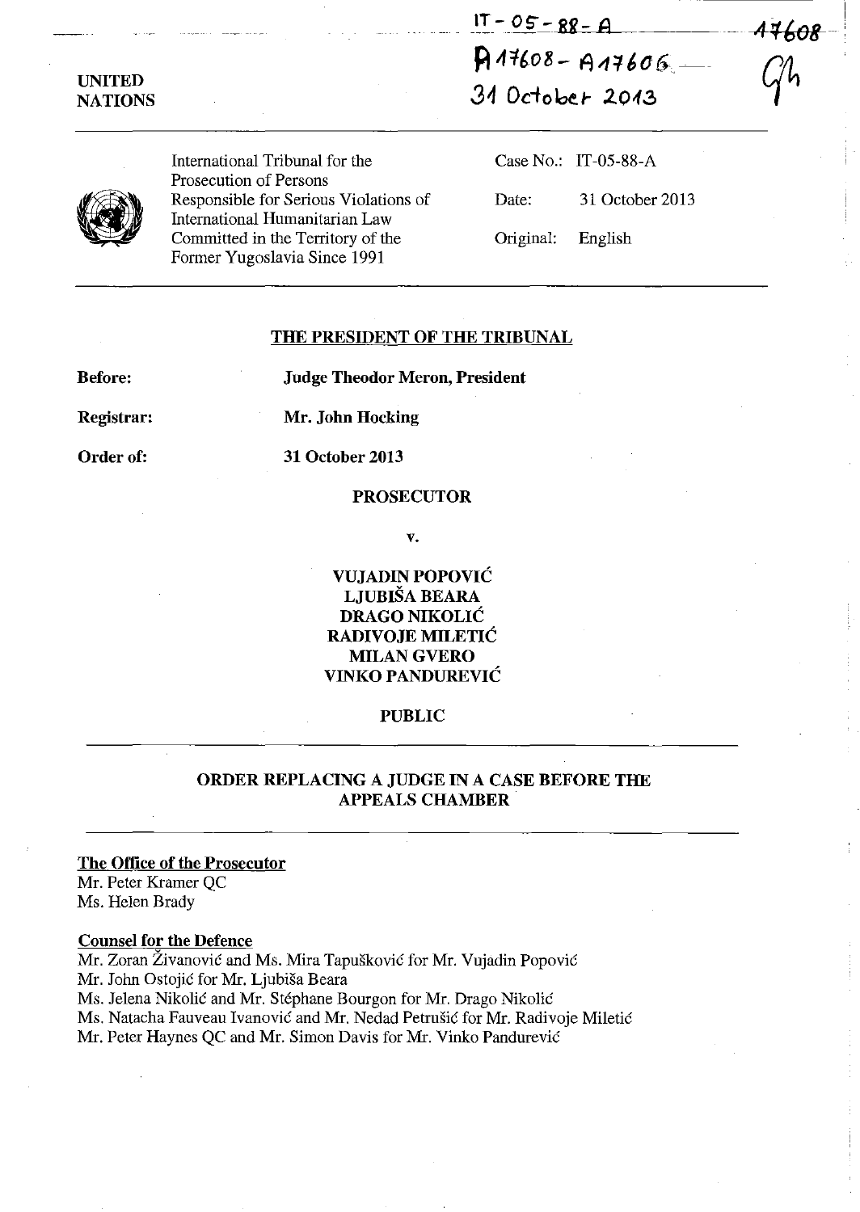IT-05-88-A
A17608 - A17606
31 October 2013

17608

UNITED NATIONS

International Tribunal for the Prosecution of Persons Responsible for Serious Violations of International Humanitarian Law Committed in the Territory of the Former Yugoslavia Since 1991

Case No.: IT-05-88-A

Date: 31 October 2013

Original: English

## THE PRESIDENT OF THE TRIBUNAL

**Before:** **Judge Theodor Meron, President**

**Registrar:** **Mr. John Hocking**

**Order of:** **31 October 2013**

**PROSECUTOR**

**v.**

**VUJADIN POPOVIĆ**
**LJUBIŠA BEARA**
**DRAGO NIKOLIĆ**
**RADIVOJE MILETIĆ**
**MILAN GVERO**
**VINKO PANDUREVIĆ**

**PUBLIC**

## ORDER REPLACING A JUDGE IN A CASE BEFORE THE APPEALS CHAMBER

**The Office of the Prosecutor**
Mr. Peter Kramer QC
Ms. Helen Brady

**Counsel for the Defence**
Mr. Zoran Živanović and Ms. Mira Tapušković for Mr. Vujadin Popović
Mr. John Ostojić for Mr. Ljubiša Beara
Ms. Jelena Nikolić and Mr. Stéphane Bourgon for Mr. Drago Nikolić
Ms. Natacha Fauveau Ivanović and Mr. Nedad Petrušić for Mr. Radivoje Miletić
Mr. Peter Haynes QC and Mr. Simon Davis for Mr. Vinko Pandurević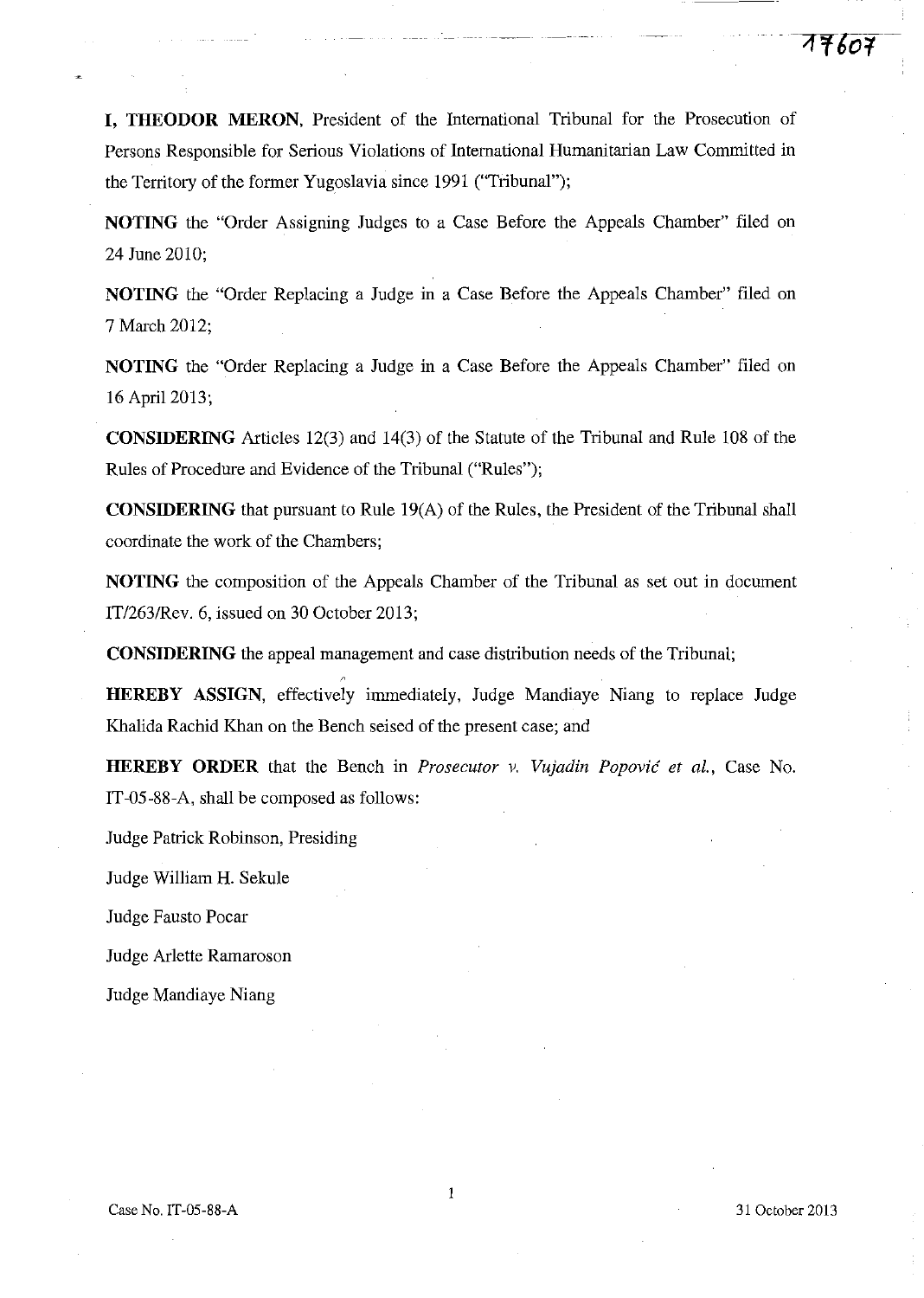**I, THEODOR MERON**, President of the International Tribunal for the Prosecution of Persons Responsible for Serious Violations of International Humanitarian Law Committed in the Territory of the former Yugoslavia since 1991 ("Tribunal");

**NOTING** the "Order Assigning Judges to a Case Before the Appeals Chamber" filed on 24 June 2010;

**NOTING** the "Order Replacing a Judge in a Case Before the Appeals Chamber" filed on 7 March 2012;

**NOTING** the "Order Replacing a Judge in a Case Before the Appeals Chamber" filed on 16 April 2013;

**CONSIDERING** Articles 12(3) and 14(3) of the Statute of the Tribunal and Rule 108 of the Rules of Procedure and Evidence of the Tribunal ("Rules");

**CONSIDERING** that pursuant to Rule 19(A) of the Rules, the President of the Tribunal shall coordinate the work of the Chambers;

**NOTING** the composition of the Appeals Chamber of the Tribunal as set out in document IT/263/Rev. 6, issued on 30 October 2013;

**CONSIDERING** the appeal management and case distribution needs of the Tribunal;

**HEREBY ASSIGN**, effectively immediately, Judge Mandiaye Niang to replace Judge Khalida Rachid Khan on the Bench seised of the present case; and

**HEREBY ORDER** that the Bench in *Prosecutor v. Vujadin Popović et al.*, Case No. IT-05-88-A, shall be composed as follows:

Judge Patrick Robinson, Presiding

Judge William H. Sekule

Judge Fausto Pocar

Judge Arlette Ramaroson

Judge Mandiaye Niang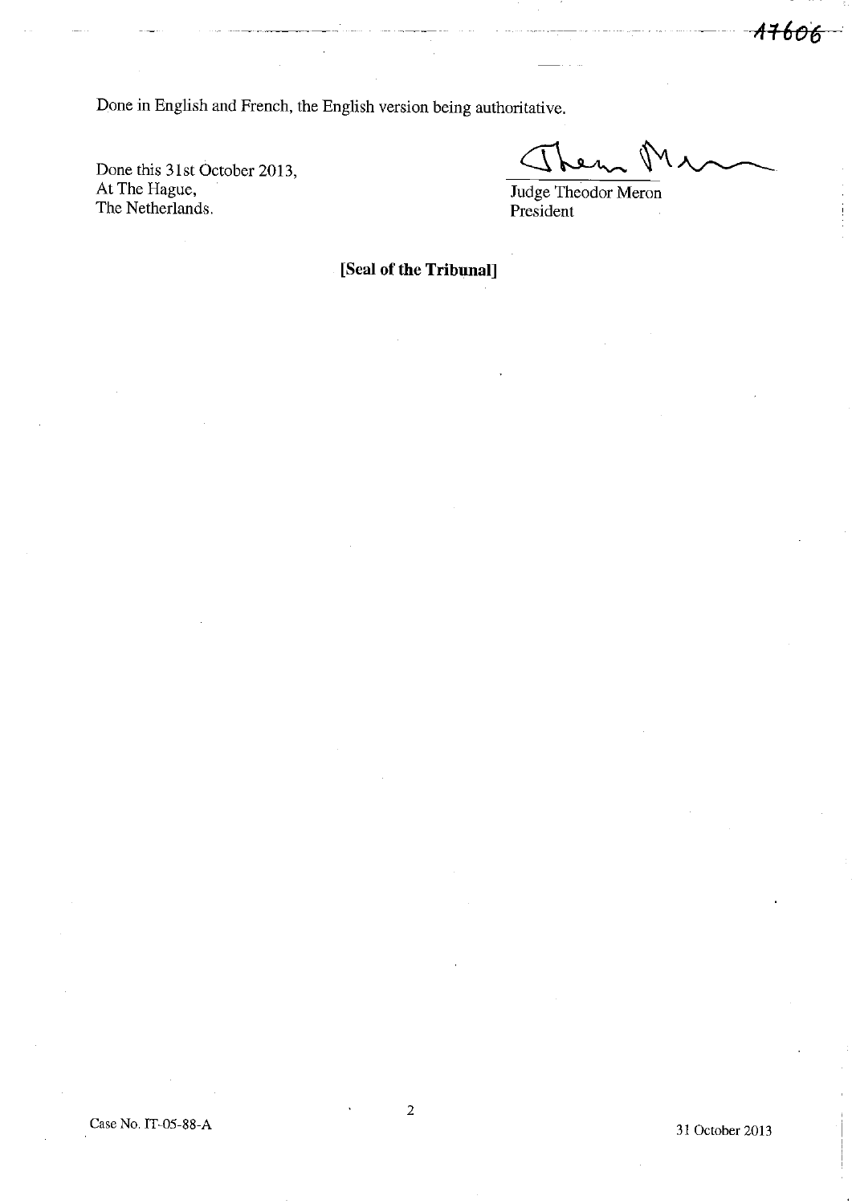Done in English and French, the English version being authoritative.

Done this 31st October 2013,
At The Hague,
The Netherlands.

Judge Theodor Meron
President

**[Seal of the Tribunal]**